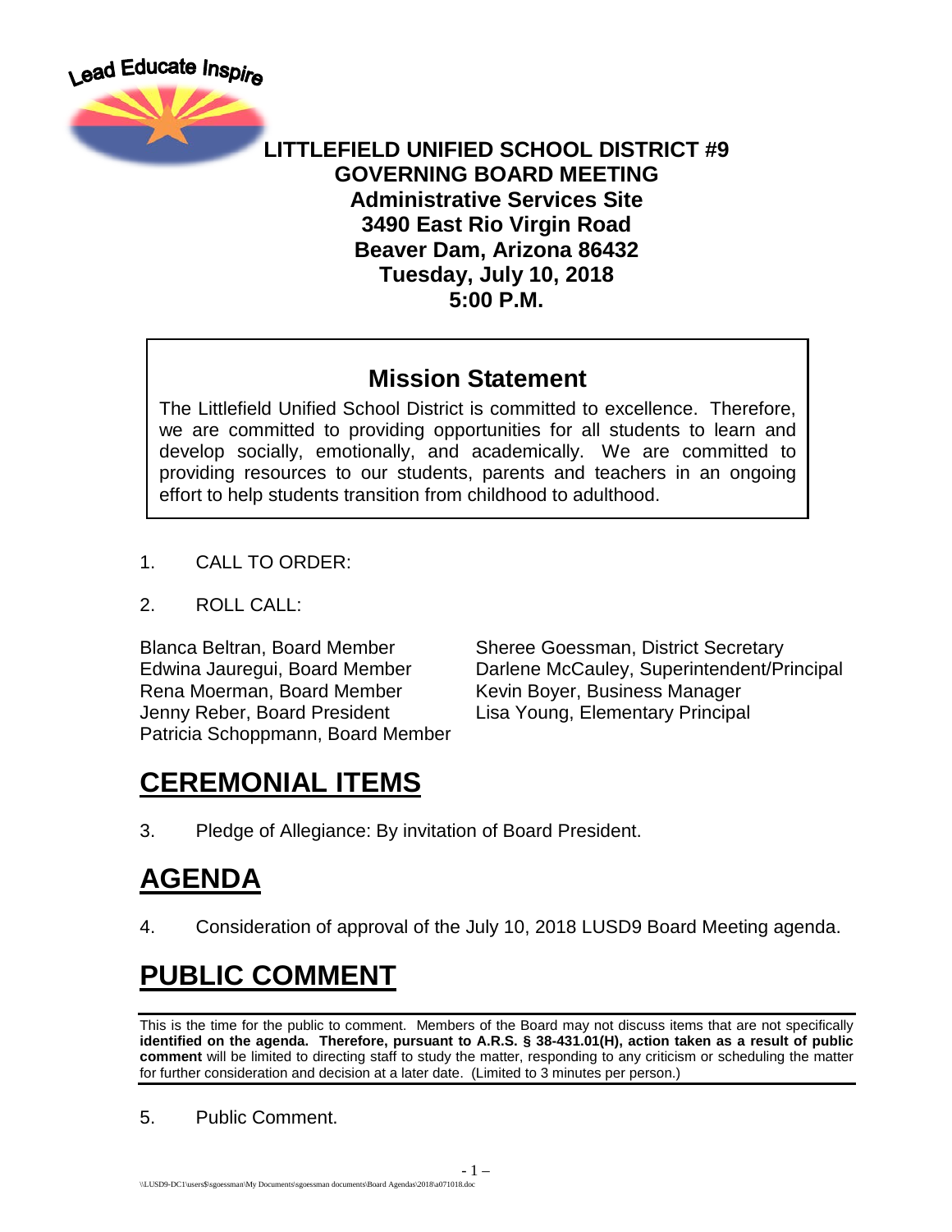Lead Educate Inspire

# LITTLEFIELD UNIFIED SCHOOL DISTRICT #9
# GOVERNING BOARD MEETING

**Administrative Services Site**
**3490 East Rio Virgin Road**
**Beaver Dam, Arizona 86432**
**Tuesday, July 10, 2018**
**5:00 P.M.**

## Mission Statement

The Littlefield Unified School District is committed to excellence. Therefore, we are committed to providing opportunities for all students to learn and develop socially, emotionally, and academically. We are committed to providing resources to our students, parents and teachers in an ongoing effort to help students transition from childhood to adulthood.

1. CALL TO ORDER:

2. ROLL CALL:

Blanca Beltran, Board Member
Edwina Jauregui, Board Member
Rena Moerman, Board Member
Jenny Reber, Board President
Patricia Schoppmann, Board Member

Sheree Goessman, District Secretary
Darlene McCauley, Superintendent/Principal
Kevin Boyer, Business Manager
Lisa Young, Elementary Principal

# CEREMONIAL ITEMS

3. Pledge of Allegiance: By invitation of Board President.

# AGENDA

4. Consideration of approval of the July 10, 2018 LUSD9 Board Meeting agenda.

# PUBLIC COMMENT

This is the time for the public to comment. Members of the Board may not discuss items that are not specifically **identified on the agenda. Therefore, pursuant to A.R.S. § 38-431.01(H), action taken as a result of public comment** will be limited to directing staff to study the matter, responding to any criticism or scheduling the matter for further consideration and decision at a later date. (Limited to 3 minutes per person.)

5. Public Comment.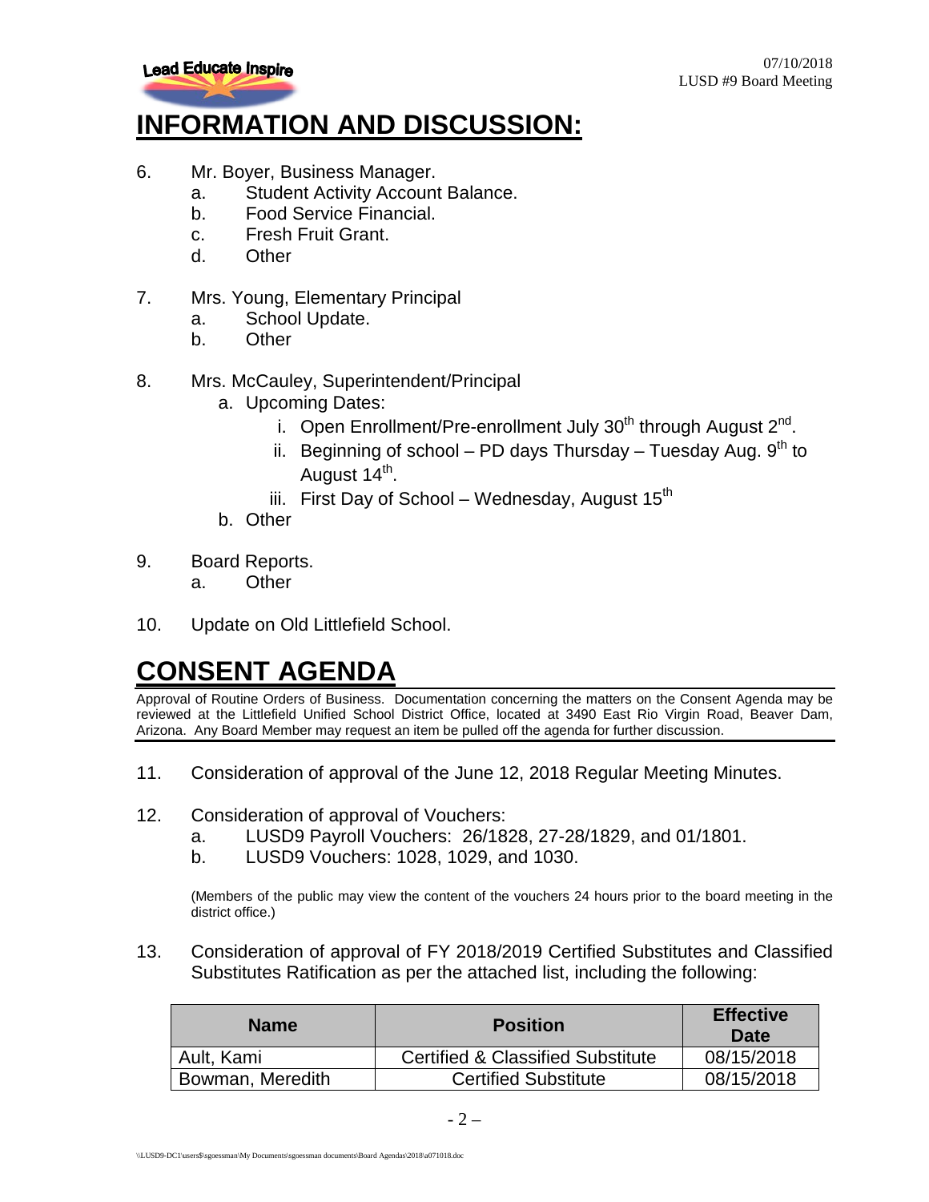# INFORMATION AND DISCUSSION:

6. Mr. Boyer, Business Manager.
   a. Student Activity Account Balance.
   b. Food Service Financial.
   c. Fresh Fruit Grant.
   d. Other

7. Mrs. Young, Elementary Principal
   a. School Update.
   b. Other

8. Mrs. McCauley, Superintendent/Principal
   a. Upcoming Dates:
      i. Open Enrollment/Pre-enrollment July 30th through August 2nd.
      ii. Beginning of school – PD days Thursday – Tuesday Aug. 9th to August 14th.
      iii. First Day of School – Wednesday, August 15th
   b. Other

9. Board Reports.
   a. Other

10. Update on Old Littlefield School.

# CONSENT AGENDA

Approval of Routine Orders of Business. Documentation concerning the matters on the Consent Agenda may be reviewed at the Littlefield Unified School District Office, located at 3490 East Rio Virgin Road, Beaver Dam, Arizona. Any Board Member may request an item be pulled off the agenda for further discussion.

11. Consideration of approval of the June 12, 2018 Regular Meeting Minutes.

12. Consideration of approval of Vouchers:
    a. LUSD9 Payroll Vouchers: 26/1828, 27-28/1829, and 01/1801.
    b. LUSD9 Vouchers: 1028, 1029, and 1030.

    (Members of the public may view the content of the vouchers 24 hours prior to the board meeting in the district office.)

13. Consideration of approval of FY 2018/2019 Certified Substitutes and Classified Substitutes Ratification as per the attached list, including the following:

| Name | Position | Effective Date |
|---|---|---|
| Ault, Kami | Certified & Classified Substitute | 08/15/2018 |
| Bowman, Meredith | Certified Substitute | 08/15/2018 |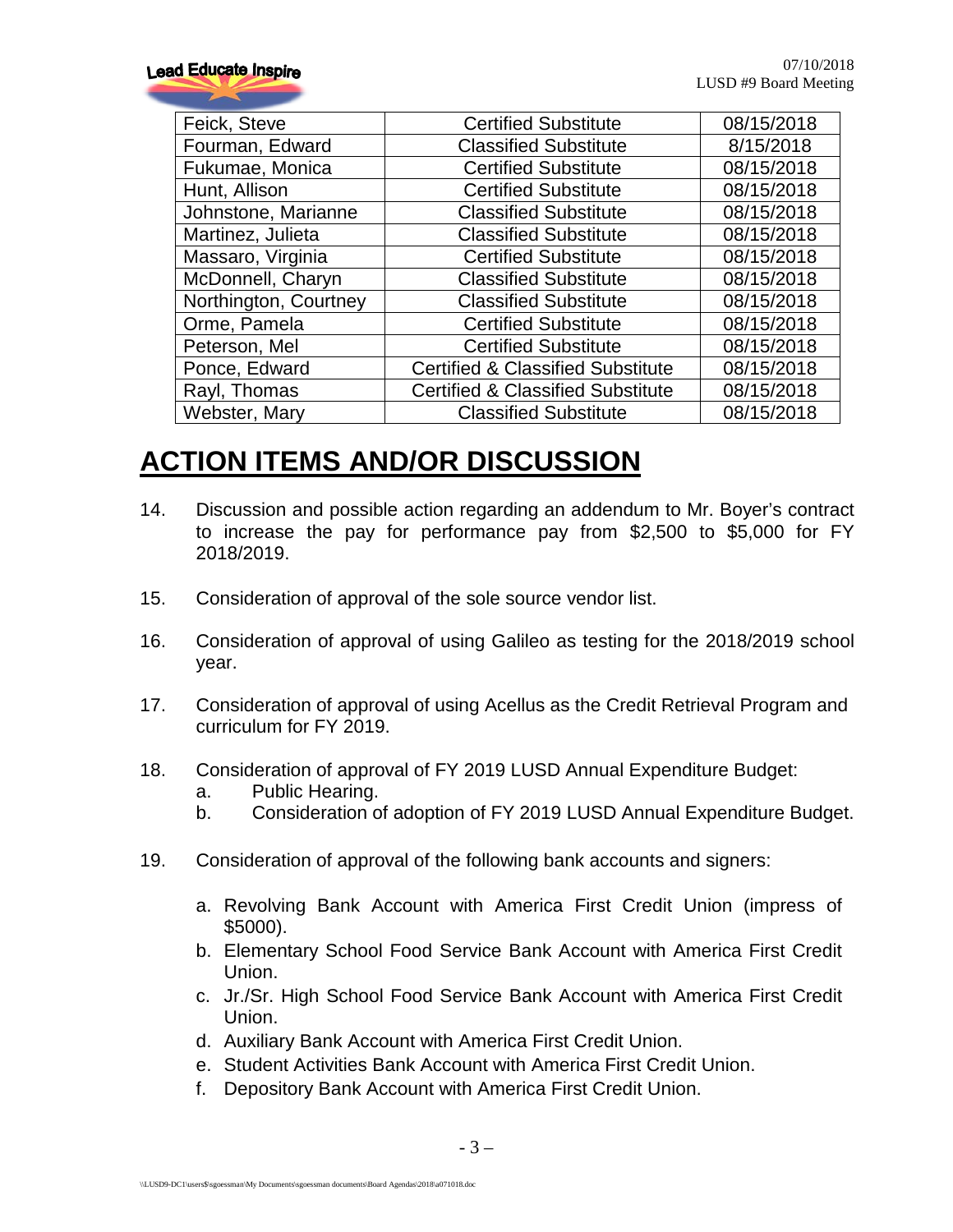| Feick, Steve | Certified Substitute | 08/15/2018 |
|---|---|---|
| Fourman, Edward | Classified Substitute | 8/15/2018 |
| Fukumae, Monica | Certified Substitute | 08/15/2018 |
| Hunt, Allison | Certified Substitute | 08/15/2018 |
| Johnstone, Marianne | Classified Substitute | 08/15/2018 |
| Martinez, Julieta | Classified Substitute | 08/15/2018 |
| Massaro, Virginia | Certified Substitute | 08/15/2018 |
| McDonnell, Charyn | Classified Substitute | 08/15/2018 |
| Northington, Courtney | Classified Substitute | 08/15/2018 |
| Orme, Pamela | Certified Substitute | 08/15/2018 |
| Peterson, Mel | Certified Substitute | 08/15/2018 |
| Ponce, Edward | Certified & Classified Substitute | 08/15/2018 |
| Rayl, Thomas | Certified & Classified Substitute | 08/15/2018 |
| Webster, Mary | Classified Substitute | 08/15/2018 |

# ACTION ITEMS AND/OR DISCUSSION

14. Discussion and possible action regarding an addendum to Mr. Boyer's contract to increase the pay for performance pay from $2,500 to $5,000 for FY 2018/2019.

15. Consideration of approval of the sole source vendor list.

16. Consideration of approval of using Galileo as testing for the 2018/2019 school year.

17. Consideration of approval of using Acellus as the Credit Retrieval Program and curriculum for FY 2019.

18. Consideration of approval of FY 2019 LUSD Annual Expenditure Budget:
    a. Public Hearing.
    b. Consideration of adoption of FY 2019 LUSD Annual Expenditure Budget.

19. Consideration of approval of the following bank accounts and signers:

    a. Revolving Bank Account with America First Credit Union (impress of $5000).
    b. Elementary School Food Service Bank Account with America First Credit Union.
    c. Jr./Sr. High School Food Service Bank Account with America First Credit Union.
    d. Auxiliary Bank Account with America First Credit Union.
    e. Student Activities Bank Account with America First Credit Union.
    f. Depository Bank Account with America First Credit Union.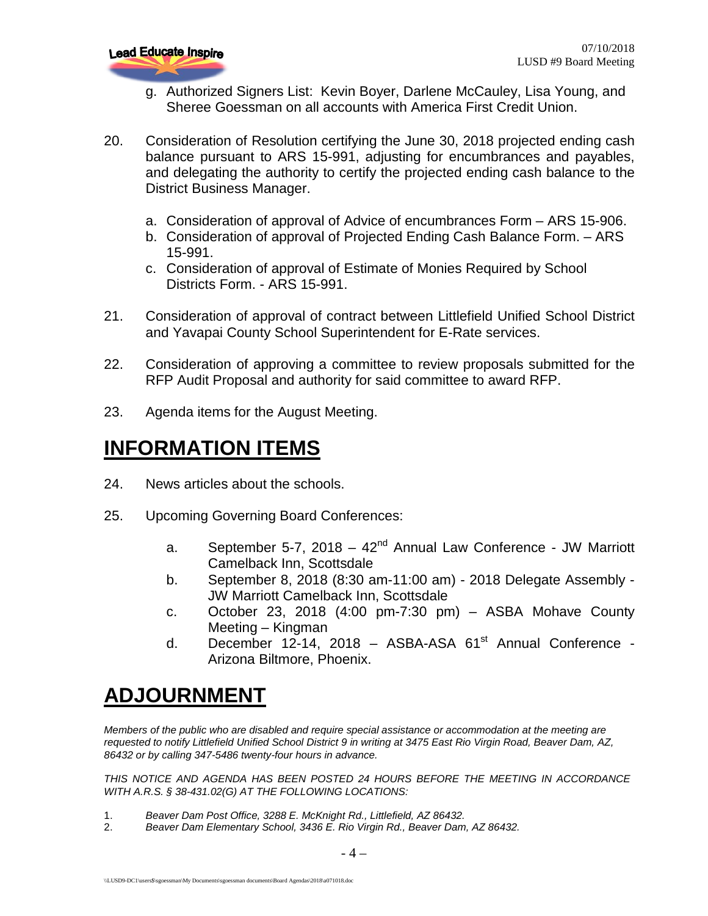g. Authorized Signers List: Kevin Boyer, Darlene McCauley, Lisa Young, and Sheree Goessman on all accounts with America First Credit Union.

20. Consideration of Resolution certifying the June 30, 2018 projected ending cash balance pursuant to ARS 15-991, adjusting for encumbrances and payables, and delegating the authority to certify the projected ending cash balance to the District Business Manager.

    a. Consideration of approval of Advice of encumbrances Form – ARS 15-906.
    b. Consideration of approval of Projected Ending Cash Balance Form. – ARS 15-991.
    c. Consideration of approval of Estimate of Monies Required by School Districts Form. - ARS 15-991.

21. Consideration of approval of contract between Littlefield Unified School District and Yavapai County School Superintendent for E-Rate services.

22. Consideration of approving a committee to review proposals submitted for the RFP Audit Proposal and authority for said committee to award RFP.

23. Agenda items for the August Meeting.

# INFORMATION ITEMS

24. News articles about the schools.

25. Upcoming Governing Board Conferences:

    a. September 5-7, 2018 – 42nd Annual Law Conference - JW Marriott Camelback Inn, Scottsdale
    b. September 8, 2018 (8:30 am-11:00 am) - 2018 Delegate Assembly - JW Marriott Camelback Inn, Scottsdale
    c. October 23, 2018 (4:00 pm-7:30 pm) – ASBA Mohave County Meeting – Kingman
    d. December 12-14, 2018 – ASBA-ASA 61st Annual Conference - Arizona Biltmore, Phoenix.

# ADJOURNMENT

*Members of the public who are disabled and require special assistance or accommodation at the meeting are requested to notify Littlefield Unified School District 9 in writing at 3475 East Rio Virgin Road, Beaver Dam, AZ, 86432 or by calling 347-5486 twenty-four hours in advance.*

*THIS NOTICE AND AGENDA HAS BEEN POSTED 24 HOURS BEFORE THE MEETING IN ACCORDANCE WITH A.R.S. § 38-431.02(G) AT THE FOLLOWING LOCATIONS:*

1. *Beaver Dam Post Office, 3288 E. McKnight Rd., Littlefield, AZ 86432.*
2. *Beaver Dam Elementary School, 3436 E. Rio Virgin Rd., Beaver Dam, AZ 86432.*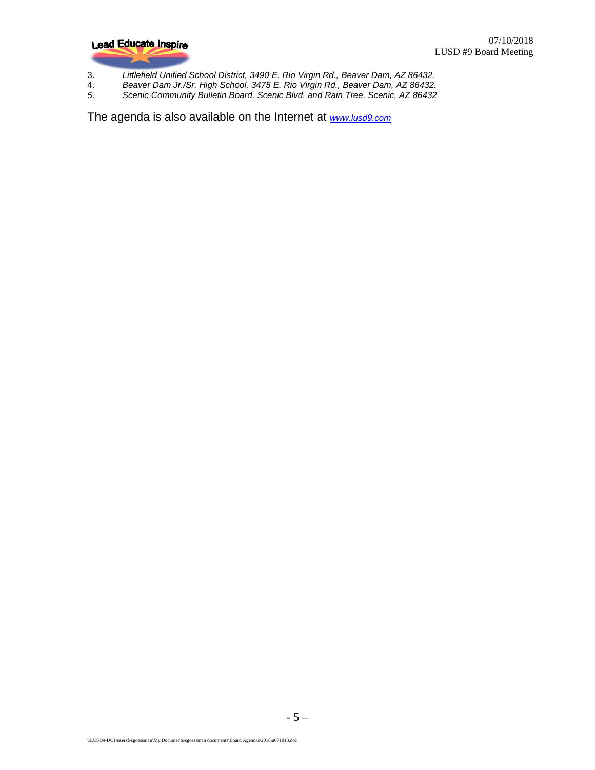3. *Littlefield Unified School District, 3490 E. Rio Virgin Rd., Beaver Dam, AZ 86432.*
4. *Beaver Dam Jr./Sr. High School, 3475 E. Rio Virgin Rd., Beaver Dam, AZ 86432.*
5. *Scenic Community Bulletin Board, Scenic Blvd. and Rain Tree, Scenic, AZ 86432*

The agenda is also available on the Internet at *www.lusd9.com*